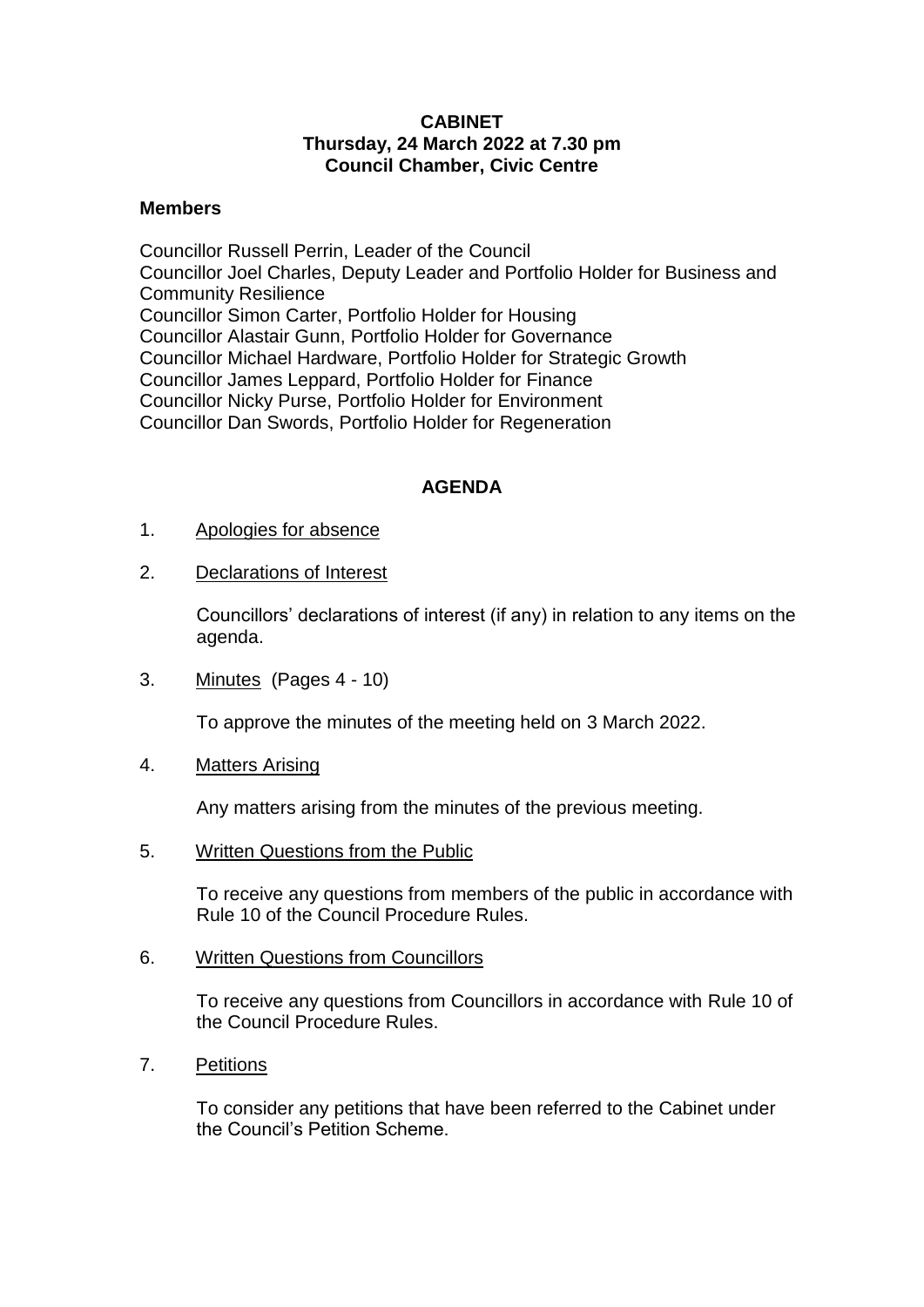**CABINET**
**Thursday, 24 March 2022 at 7.30 pm**
**Council Chamber, Civic Centre**

## Members

Councillor Russell Perrin, Leader of the Council
Councillor Joel Charles, Deputy Leader and Portfolio Holder for Business and Community Resilience
Councillor Simon Carter, Portfolio Holder for Housing
Councillor Alastair Gunn, Portfolio Holder for Governance
Councillor Michael Hardware, Portfolio Holder for Strategic Growth
Councillor James Leppard, Portfolio Holder for Finance
Councillor Nicky Purse, Portfolio Holder for Environment
Councillor Dan Swords, Portfolio Holder for Regeneration

## AGENDA

1. Apologies for absence

2. Declarations of Interest

   Councillors' declarations of interest (if any) in relation to any items on the agenda.

3. Minutes (Pages 4 - 10)

   To approve the minutes of the meeting held on 3 March 2022.

4. Matters Arising

   Any matters arising from the minutes of the previous meeting.

5. Written Questions from the Public

   To receive any questions from members of the public in accordance with Rule 10 of the Council Procedure Rules.

6. Written Questions from Councillors

   To receive any questions from Councillors in accordance with Rule 10 of the Council Procedure Rules.

7. Petitions

   To consider any petitions that have been referred to the Cabinet under the Council's Petition Scheme.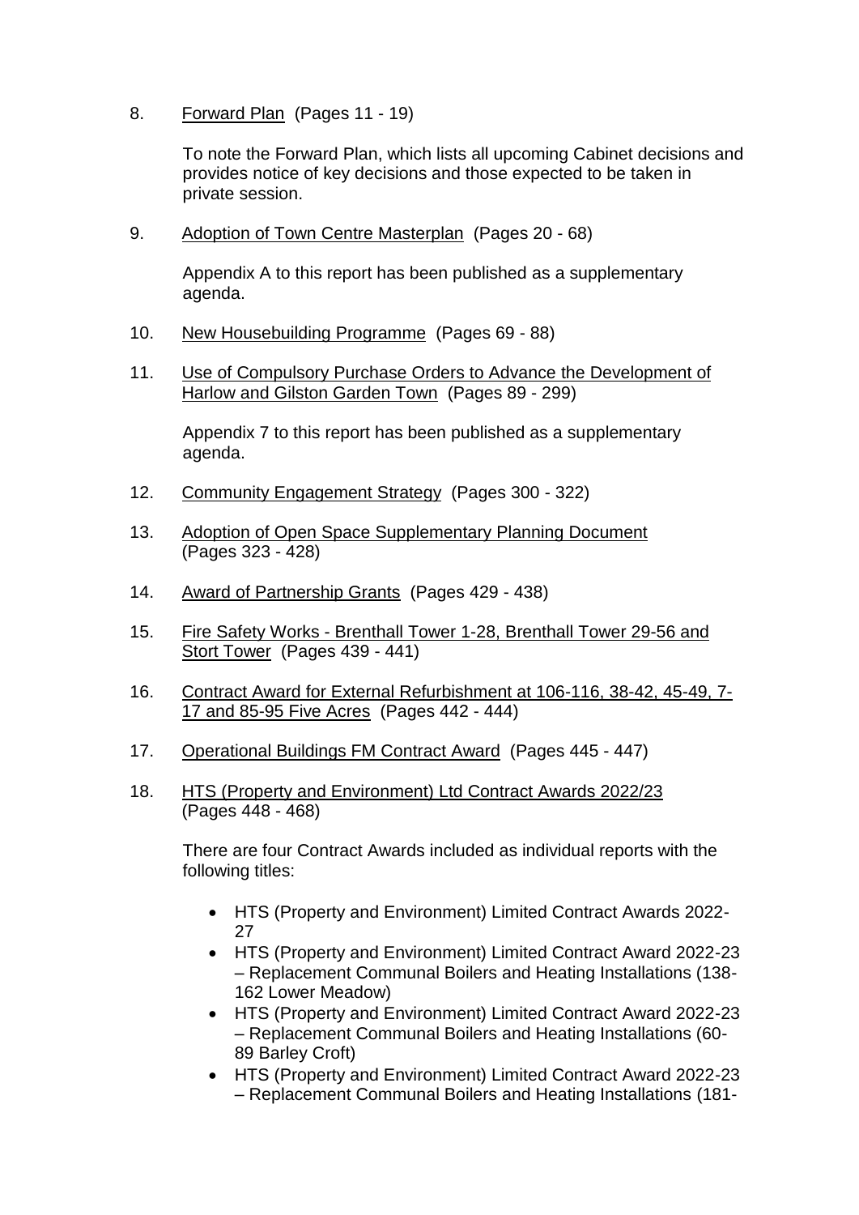8. Forward Plan (Pages 11 - 19)

   To note the Forward Plan, which lists all upcoming Cabinet decisions and provides notice of key decisions and those expected to be taken in private session.

9. Adoption of Town Centre Masterplan (Pages 20 - 68)

   Appendix A to this report has been published as a supplementary agenda.

10. New Housebuilding Programme (Pages 69 - 88)

11. Use of Compulsory Purchase Orders to Advance the Development of Harlow and Gilston Garden Town (Pages 89 - 299)

    Appendix 7 to this report has been published as a supplementary agenda.

12. Community Engagement Strategy (Pages 300 - 322)

13. Adoption of Open Space Supplementary Planning Document (Pages 323 - 428)

14. Award of Partnership Grants (Pages 429 - 438)

15. Fire Safety Works - Brenthall Tower 1-28, Brenthall Tower 29-56 and Stort Tower (Pages 439 - 441)

16. Contract Award for External Refurbishment at 106-116, 38-42, 45-49, 7-17 and 85-95 Five Acres (Pages 442 - 444)

17. Operational Buildings FM Contract Award (Pages 445 - 447)

18. HTS (Property and Environment) Ltd Contract Awards 2022/23 (Pages 448 - 468)

    There are four Contract Awards included as individual reports with the following titles:

    - HTS (Property and Environment) Limited Contract Awards 2022-27
    - HTS (Property and Environment) Limited Contract Award 2022-23 – Replacement Communal Boilers and Heating Installations (138-162 Lower Meadow)
    - HTS (Property and Environment) Limited Contract Award 2022-23 – Replacement Communal Boilers and Heating Installations (60-89 Barley Croft)
    - HTS (Property and Environment) Limited Contract Award 2022-23 – Replacement Communal Boilers and Heating Installations (181-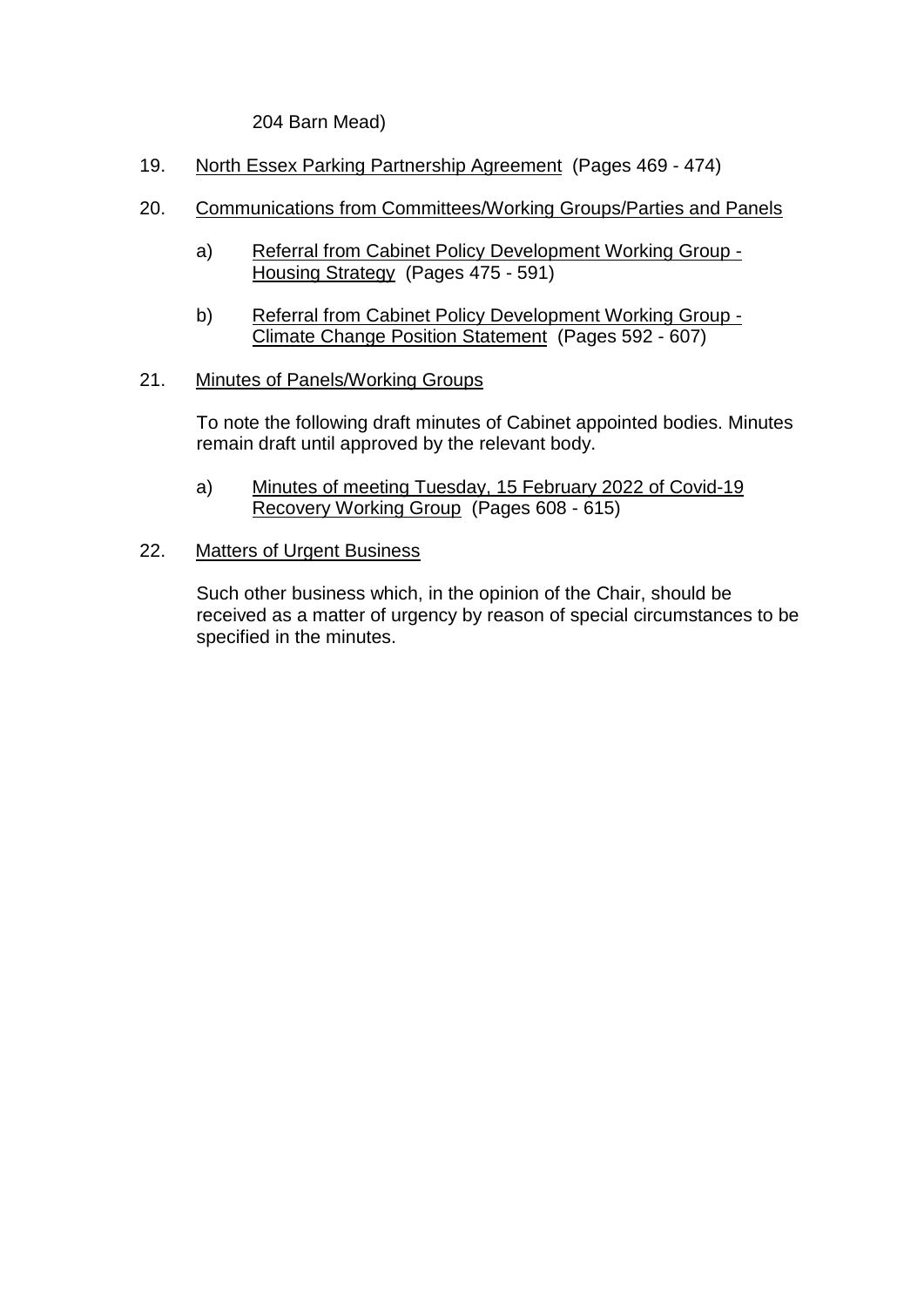204 Barn Mead)

19. North Essex Parking Partnership Agreement (Pages 469 - 474)

20. Communications from Committees/Working Groups/Parties and Panels

    a) Referral from Cabinet Policy Development Working Group - Housing Strategy (Pages 475 - 591)

    b) Referral from Cabinet Policy Development Working Group - Climate Change Position Statement (Pages 592 - 607)

21. Minutes of Panels/Working Groups

    To note the following draft minutes of Cabinet appointed bodies. Minutes remain draft until approved by the relevant body.

    a) Minutes of meeting Tuesday, 15 February 2022 of Covid-19 Recovery Working Group (Pages 608 - 615)

22. Matters of Urgent Business

    Such other business which, in the opinion of the Chair, should be received as a matter of urgency by reason of special circumstances to be specified in the minutes.